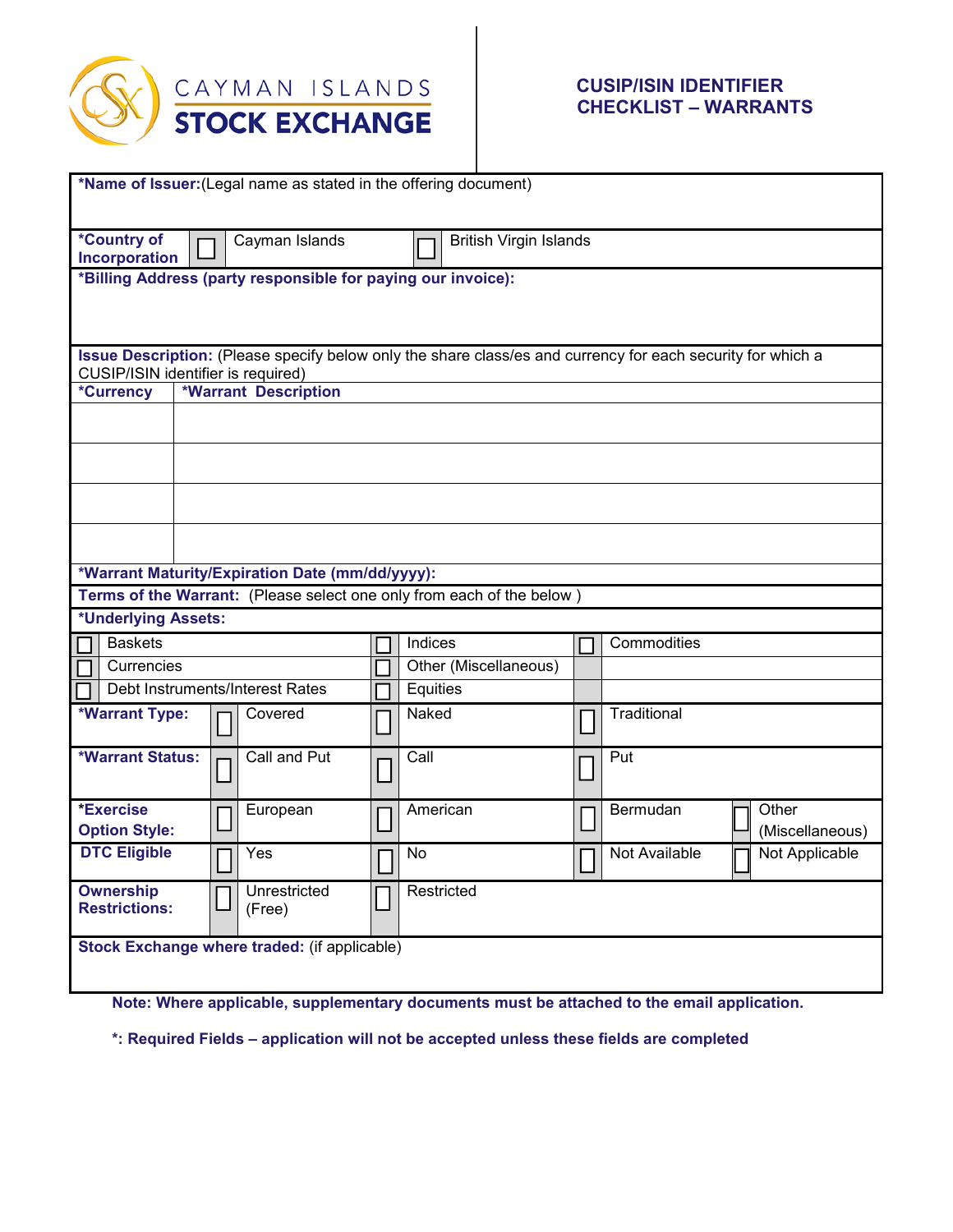# CAYMAN ISLANDS STOCK EXCHANGE

## CUSIP/ISIN IDENTIFIER CHECKLIST – WARRANTS

**\*Name of Issuer:** (Legal name as stated in the offering document)

**\*Country of Incorporation:** ☐ Cayman Islands ☐ British Virgin Islands

**\*Billing Address (party responsible for paying our invoice):**

**Issue Description:** (Please specify below only the share class/es and currency for each security for which a CUSIP/ISIN identifier is required)

| *Currency | *Warrant Description |
|---|---|
| | |
| | |
| | |
| | |

**\*Warrant Maturity/Expiration Date (mm/dd/yyyy):**

**Terms of the Warrant:** (Please select one only from each of the below )

**\*Underlying Assets:**

| | | |
|---|---|---|
| ☐ Baskets | ☐ Indices | ☐ Commodities |
| ☐ Currencies | ☐ Other (Miscellaneous) | |
| ☐ Debt Instruments/Interest Rates | ☐ Equities | |

| | | | | |
|---|---|---|---|---|
| **\*Warrant Type:** | ☐ Covered | ☐ Naked | ☐ Traditional | |
| **\*Warrant Status:** | ☐ Call and Put | ☐ Call | ☐ Put | |
| **\*Exercise Option Style:** | ☐ European | ☐ American | ☐ Bermudan | ☐ Other (Miscellaneous) |
| **DTC Eligible** | ☐ Yes | ☐ No | ☐ Not Available | ☐ Not Applicable |
| **Ownership Restrictions:** | ☐ Unrestricted (Free) | ☐ Restricted | | |

**Stock Exchange where traded:** (if applicable)

**Note: Where applicable, supplementary documents must be attached to the email application.**

**\*: Required Fields – application will not be accepted unless these fields are completed**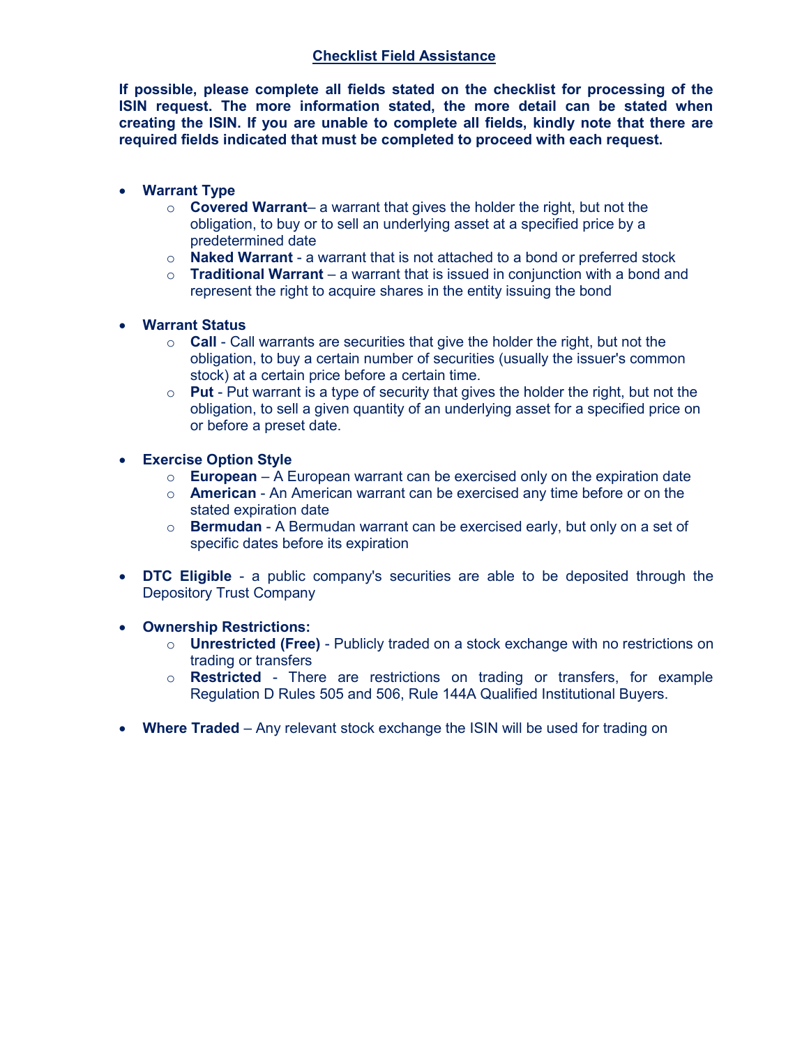## Checklist Field Assistance

**If possible, please complete all fields stated on the checklist for processing of the ISIN request. The more information stated, the more detail can be stated when creating the ISIN. If you are unable to complete all fields, kindly note that there are required fields indicated that must be completed to proceed with each request.**

- **Warrant Type**
  - **Covered Warrant**– a warrant that gives the holder the right, but not the obligation, to buy or to sell an underlying asset at a specified price by a predetermined date
  - **Naked Warrant** - a warrant that is not attached to a bond or preferred stock
  - **Traditional Warrant** – a warrant that is issued in conjunction with a bond and represent the right to acquire shares in the entity issuing the bond

- **Warrant Status**
  - **Call** - Call warrants are securities that give the holder the right, but not the obligation, to buy a certain number of securities (usually the issuer's common stock) at a certain price before a certain time.
  - **Put** - Put warrant is a type of security that gives the holder the right, but not the obligation, to sell a given quantity of an underlying asset for a specified price on or before a preset date.

- **Exercise Option Style**
  - **European** – A European warrant can be exercised only on the expiration date
  - **American** - An American warrant can be exercised any time before or on the stated expiration date
  - **Bermudan** - A Bermudan warrant can be exercised early, but only on a set of specific dates before its expiration

- **DTC Eligible** - a public company's securities are able to be deposited through the Depository Trust Company

- **Ownership Restrictions:**
  - **Unrestricted (Free)** - Publicly traded on a stock exchange with no restrictions on trading or transfers
  - **Restricted** - There are restrictions on trading or transfers, for example Regulation D Rules 505 and 506, Rule 144A Qualified Institutional Buyers.

- **Where Traded** – Any relevant stock exchange the ISIN will be used for trading on